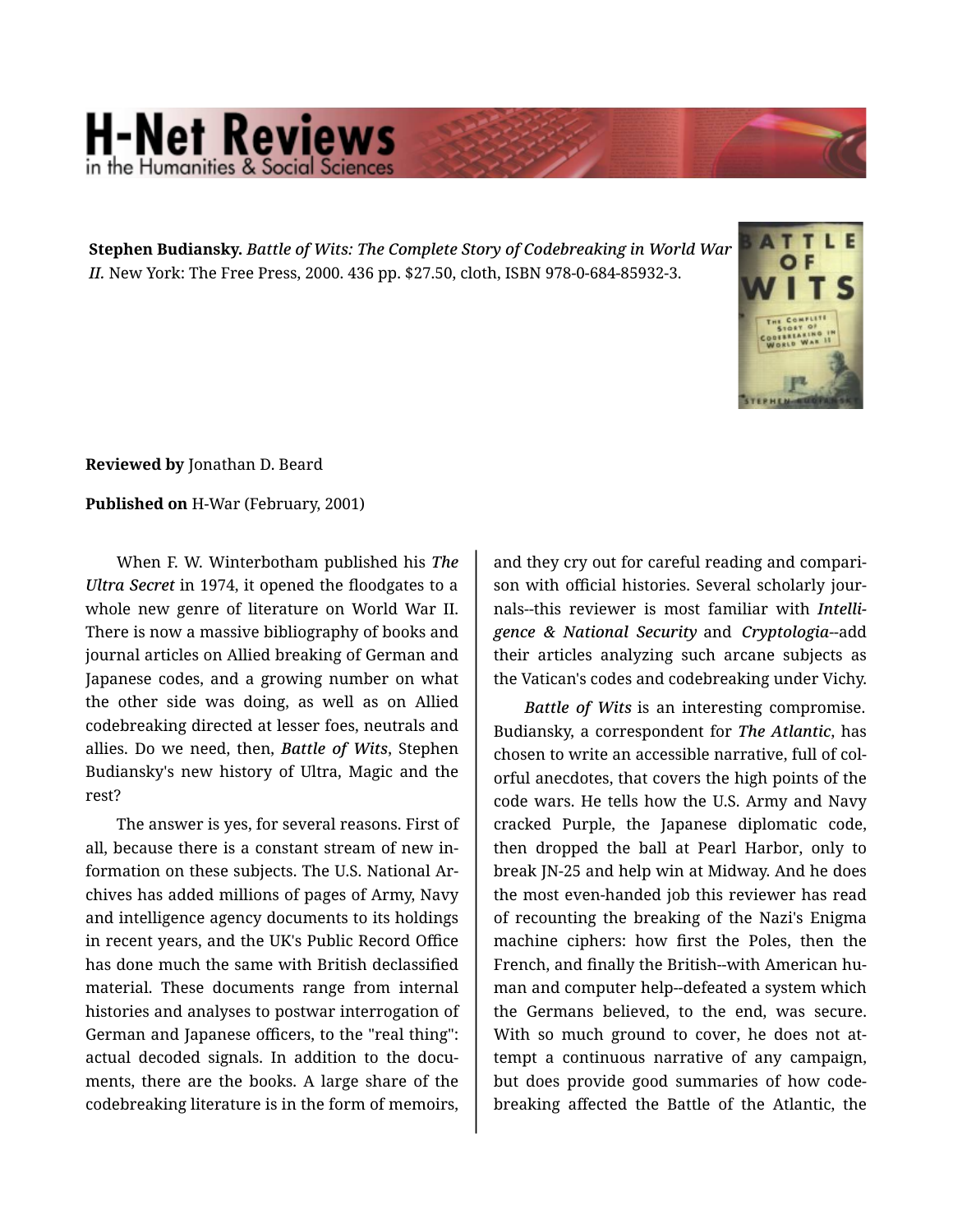**Stephen Budiansky.** ***Battle of Wits: The Complete Story of Codebreaking in World War II.*** New York: The Free Press, 2000. 436 pp. $27.50, cloth, ISBN 978-0-684-85932-3.

**Reviewed by** Jonathan D. Beard

**Published on** H-War (February, 2001)

When F. W. Winterbotham published his ***The Ultra Secret*** in 1974, it opened the floodgates to a whole new genre of literature on World War II. There is now a massive bibliography of books and journal articles on Allied breaking of German and Japanese codes, and a growing number on what the other side was doing, as well as on Allied codebreaking directed at lesser foes, neutrals and allies. Do we need, then, ***Battle of Wits***, Stephen Budiansky's new history of Ultra, Magic and the rest?

The answer is yes, for several reasons. First of all, because there is a constant stream of new information on these subjects. The U.S. National Archives has added millions of pages of Army, Navy and intelligence agency documents to its holdings in recent years, and the UK's Public Record Office has done much the same with British declassified material. These documents range from internal histories and analyses to postwar interrogation of German and Japanese officers, to the "real thing": actual decoded signals. In addition to the documents, there are the books. A large share of the codebreaking literature is in the form of memoirs, and they cry out for careful reading and comparison with official histories. Several scholarly journals--this reviewer is most familiar with ***Intelligence & National Security*** and ***Cryptologia***--add their articles analyzing such arcane subjects as the Vatican's codes and codebreaking under Vichy.

***Battle of Wits*** is an interesting compromise. Budiansky, a correspondent for ***The Atlantic***, has chosen to write an accessible narrative, full of colorful anecdotes, that covers the high points of the code wars. He tells how the U.S. Army and Navy cracked Purple, the Japanese diplomatic code, then dropped the ball at Pearl Harbor, only to break JN-25 and help win at Midway. And he does the most even-handed job this reviewer has read of recounting the breaking of the Nazi's Enigma machine ciphers: how first the Poles, then the French, and finally the British--with American human and computer help--defeated a system which the Germans believed, to the end, was secure. With so much ground to cover, he does not attempt a continuous narrative of any campaign, but does provide good summaries of how codebreaking affected the Battle of the Atlantic, the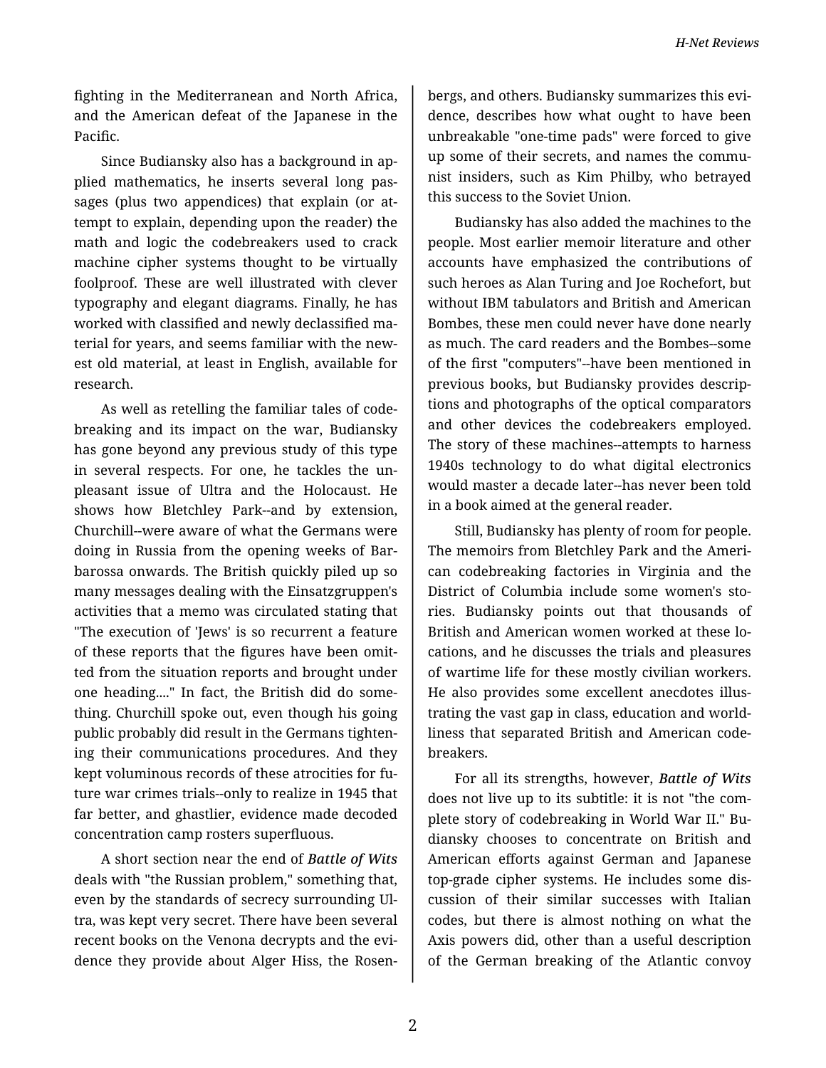fighting in the Mediterranean and North Africa, and the American defeat of the Japanese in the Pacific.

Since Budiansky also has a background in applied mathematics, he inserts several long passages (plus two appendices) that explain (or attempt to explain, depending upon the reader) the math and logic the codebreakers used to crack machine cipher systems thought to be virtually foolproof. These are well illustrated with clever typography and elegant diagrams. Finally, he has worked with classified and newly declassified material for years, and seems familiar with the newest old material, at least in English, available for research.

As well as retelling the familiar tales of codebreaking and its impact on the war, Budiansky has gone beyond any previous study of this type in several respects. For one, he tackles the unpleasant issue of Ultra and the Holocaust. He shows how Bletchley Park--and by extension, Churchill--were aware of what the Germans were doing in Russia from the opening weeks of Barbarossa onwards. The British quickly piled up so many messages dealing with the Einsatzgruppen's activities that a memo was circulated stating that "The execution of 'Jews' is so recurrent a feature of these reports that the figures have been omitted from the situation reports and brought under one heading...." In fact, the British did do something. Churchill spoke out, even though his going public probably did result in the Germans tightening their communications procedures. And they kept voluminous records of these atrocities for future war crimes trials--only to realize in 1945 that far better, and ghastlier, evidence made decoded concentration camp rosters superfluous.

A short section near the end of *Battle of Wits* deals with "the Russian problem," something that, even by the standards of secrecy surrounding Ultra, was kept very secret. There have been several recent books on the Venona decrypts and the evidence they provide about Alger Hiss, the Rosenbergs, and others. Budiansky summarizes this evidence, describes how what ought to have been unbreakable "one-time pads" were forced to give up some of their secrets, and names the communist insiders, such as Kim Philby, who betrayed this success to the Soviet Union.

Budiansky has also added the machines to the people. Most earlier memoir literature and other accounts have emphasized the contributions of such heroes as Alan Turing and Joe Rochefort, but without IBM tabulators and British and American Bombes, these men could never have done nearly as much. The card readers and the Bombes--some of the first "computers"--have been mentioned in previous books, but Budiansky provides descriptions and photographs of the optical comparators and other devices the codebreakers employed. The story of these machines--attempts to harness 1940s technology to do what digital electronics would master a decade later--has never been told in a book aimed at the general reader.

Still, Budiansky has plenty of room for people. The memoirs from Bletchley Park and the American codebreaking factories in Virginia and the District of Columbia include some women's stories. Budiansky points out that thousands of British and American women worked at these locations, and he discusses the trials and pleasures of wartime life for these mostly civilian workers. He also provides some excellent anecdotes illustrating the vast gap in class, education and worldliness that separated British and American codebreakers.

For all its strengths, however, *Battle of Wits* does not live up to its subtitle: it is not "the complete story of codebreaking in World War II." Budiansky chooses to concentrate on British and American efforts against German and Japanese top-grade cipher systems. He includes some discussion of their similar successes with Italian codes, but there is almost nothing on what the Axis powers did, other than a useful description of the German breaking of the Atlantic convoy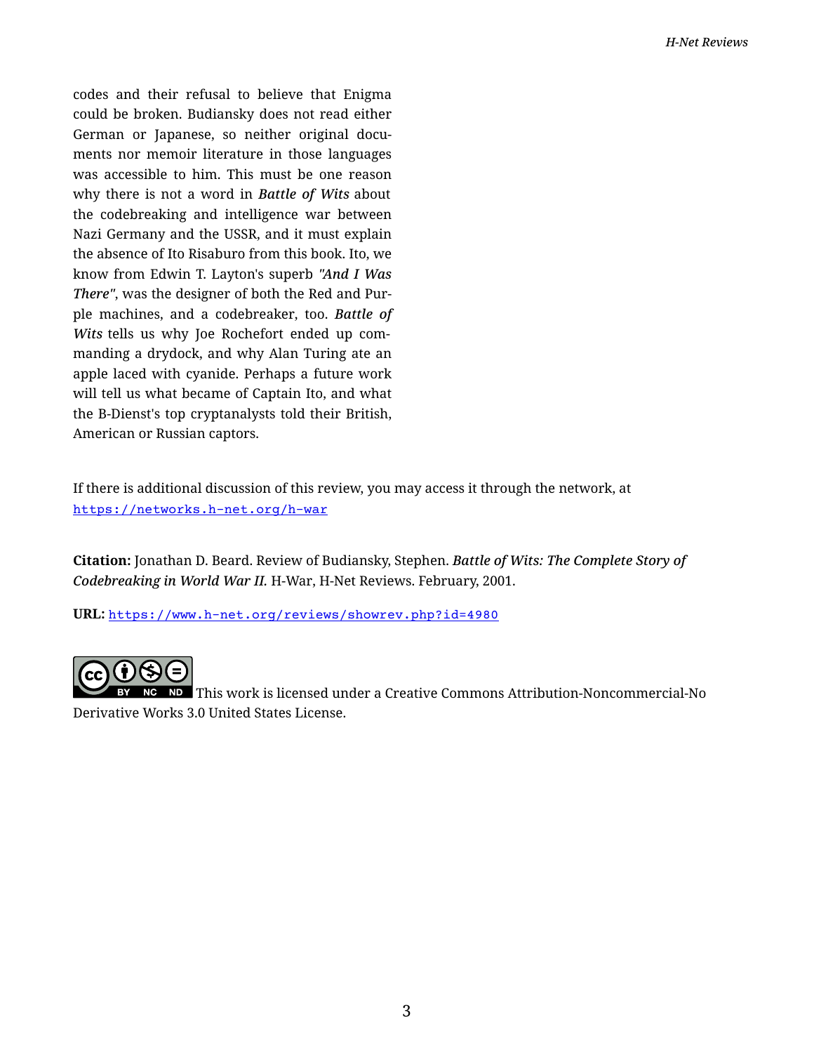codes and their refusal to believe that Enigma could be broken. Budiansky does not read either German or Japanese, so neither original documents nor memoir literature in those languages was accessible to him. This must be one reason why there is not a word in ***Battle of Wits*** about the codebreaking and intelligence war between Nazi Germany and the USSR, and it must explain the absence of Ito Risaburo from this book. Ito, we know from Edwin T. Layton's superb *"And I Was There"*, was the designer of both the Red and Purple machines, and a codebreaker, too. ***Battle of Wits*** tells us why Joe Rochefort ended up commanding a drydock, and why Alan Turing ate an apple laced with cyanide. Perhaps a future work will tell us what became of Captain Ito, and what the B-Dienst's top cryptanalysts told their British, American or Russian captors.

If there is additional discussion of this review, you may access it through the network, at https://networks.h-net.org/h-war

**Citation:** Jonathan D. Beard. Review of Budiansky, Stephen. *Battle of Wits: The Complete Story of Codebreaking in World War II.* H-War, H-Net Reviews. February, 2001.

**URL:** https://www.h-net.org/reviews/showrev.php?id=4980

This work is licensed under a Creative Commons Attribution-Noncommercial-No Derivative Works 3.0 United States License.